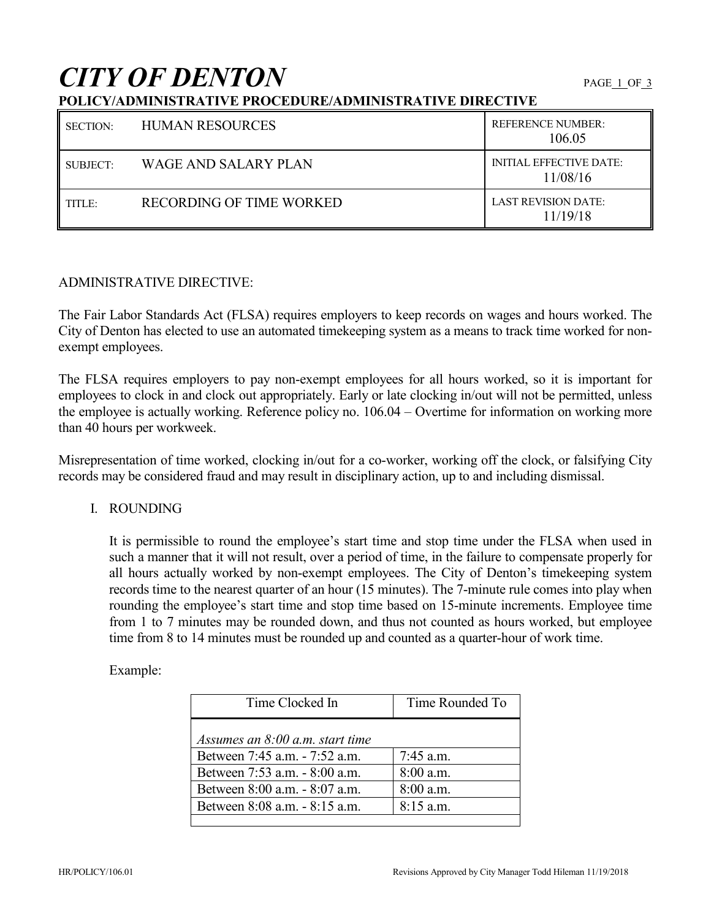# CITY OF DENTON

**POLICY/ADMINISTRATIVE PROCEDURE/ADMINISTRATIVE DIRECTIVE**

| SECTION: HUMAN RESOURCES | REFERENCE NUMBER: 106.05 |
|---|---|
| SUBJECT: WAGE AND SALARY PLAN | INITIAL EFFECTIVE DATE: 11/08/16 |
| TITLE: RECORDING OF TIME WORKED | LAST REVISION DATE: 11/19/18 |

ADMINISTRATIVE DIRECTIVE:

The Fair Labor Standards Act (FLSA) requires employers to keep records on wages and hours worked. The City of Denton has elected to use an automated timekeeping system as a means to track time worked for non-exempt employees.

The FLSA requires employers to pay non-exempt employees for all hours worked, so it is important for employees to clock in and clock out appropriately. Early or late clocking in/out will not be permitted, unless the employee is actually working. Reference policy no. 106.04 – Overtime for information on working more than 40 hours per workweek.

Misrepresentation of time worked, clocking in/out for a co-worker, working off the clock, or falsifying City records may be considered fraud and may result in disciplinary action, up to and including dismissal.

I. ROUNDING

It is permissible to round the employee's start time and stop time under the FLSA when used in such a manner that it will not result, over a period of time, in the failure to compensate properly for all hours actually worked by non-exempt employees. The City of Denton's timekeeping system records time to the nearest quarter of an hour (15 minutes). The 7-minute rule comes into play when rounding the employee's start time and stop time based on 15-minute increments. Employee time from 1 to 7 minutes may be rounded down, and thus not counted as hours worked, but employee time from 8 to 14 minutes must be rounded up and counted as a quarter-hour of work time.

Example:

| Time Clocked In | Time Rounded To |
|---|---|
| *Assumes an 8:00 a.m. start time* | |
| Between 7:45 a.m. - 7:52 a.m. | 7:45 a.m. |
| Between 7:53 a.m. - 8:00 a.m. | 8:00 a.m. |
| Between 8:00 a.m. - 8:07 a.m. | 8:00 a.m. |
| Between 8:08 a.m. - 8:15 a.m. | 8:15 a.m. |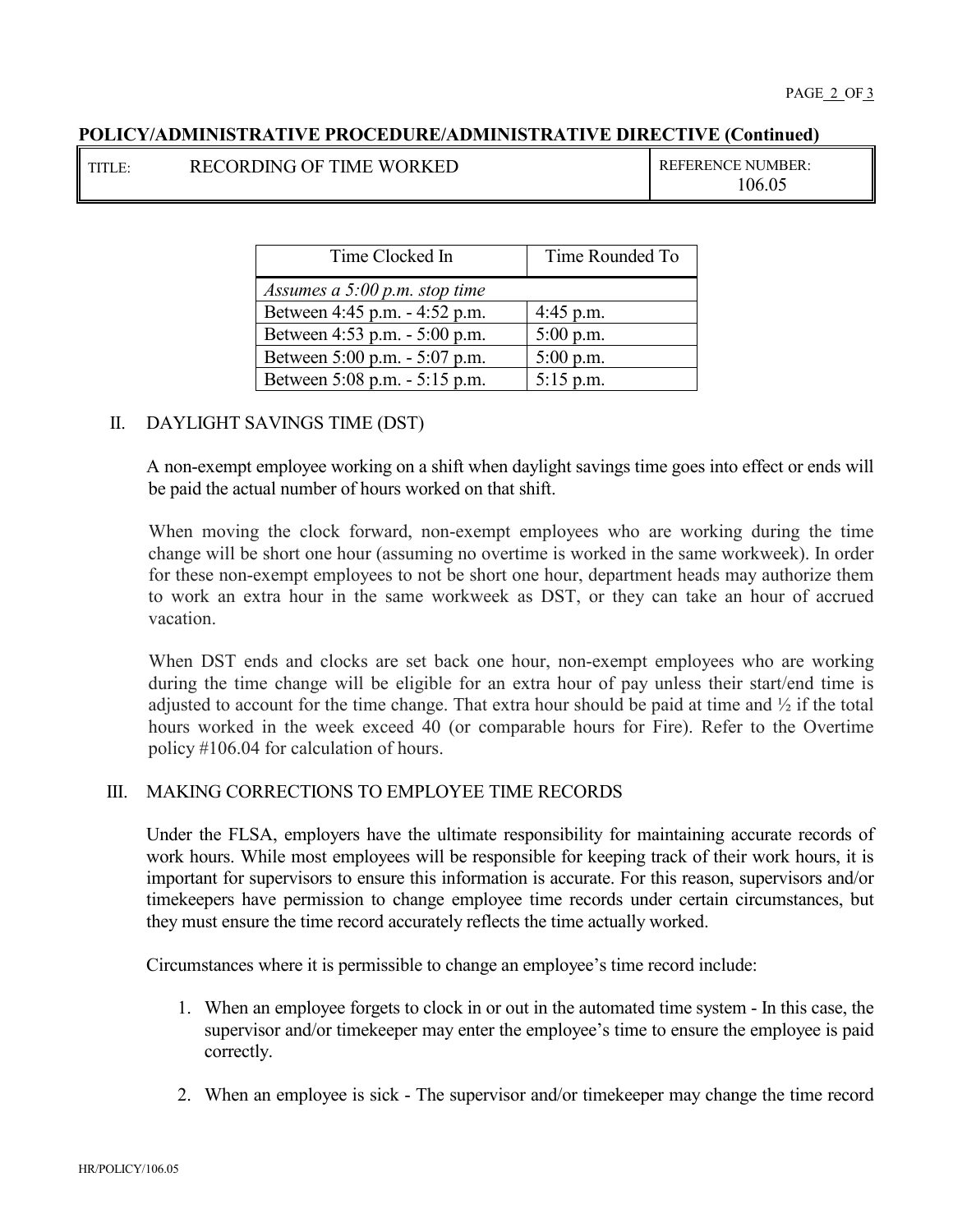**POLICY/ADMINISTRATIVE PROCEDURE/ADMINISTRATIVE DIRECTIVE (Continued)**

| TITLE: RECORDING OF TIME WORKED | REFERENCE NUMBER: 106.05 |
|---|---|

| Time Clocked In | Time Rounded To |
|---|---|
| *Assumes a 5:00 p.m. stop time* | |
| Between 4:45 p.m. - 4:52 p.m. | 4:45 p.m. |
| Between 4:53 p.m. - 5:00 p.m. | 5:00 p.m. |
| Between 5:00 p.m. - 5:07 p.m. | 5:00 p.m. |
| Between 5:08 p.m. - 5:15 p.m. | 5:15 p.m. |

## II. DAYLIGHT SAVINGS TIME (DST)

A non-exempt employee working on a shift when daylight savings time goes into effect or ends will be paid the actual number of hours worked on that shift.

When moving the clock forward, non-exempt employees who are working during the time change will be short one hour (assuming no overtime is worked in the same workweek). In order for these non-exempt employees to not be short one hour, department heads may authorize them to work an extra hour in the same workweek as DST, or they can take an hour of accrued vacation.

When DST ends and clocks are set back one hour, non-exempt employees who are working during the time change will be eligible for an extra hour of pay unless their start/end time is adjusted to account for the time change. That extra hour should be paid at time and ½ if the total hours worked in the week exceed 40 (or comparable hours for Fire). Refer to the Overtime policy #106.04 for calculation of hours.

## III. MAKING CORRECTIONS TO EMPLOYEE TIME RECORDS

Under the FLSA, employers have the ultimate responsibility for maintaining accurate records of work hours. While most employees will be responsible for keeping track of their work hours, it is important for supervisors to ensure this information is accurate. For this reason, supervisors and/or timekeepers have permission to change employee time records under certain circumstances, but they must ensure the time record accurately reflects the time actually worked.

Circumstances where it is permissible to change an employee's time record include:

1. When an employee forgets to clock in or out in the automated time system - In this case, the supervisor and/or timekeeper may enter the employee's time to ensure the employee is paid correctly.

2. When an employee is sick - The supervisor and/or timekeeper may change the time record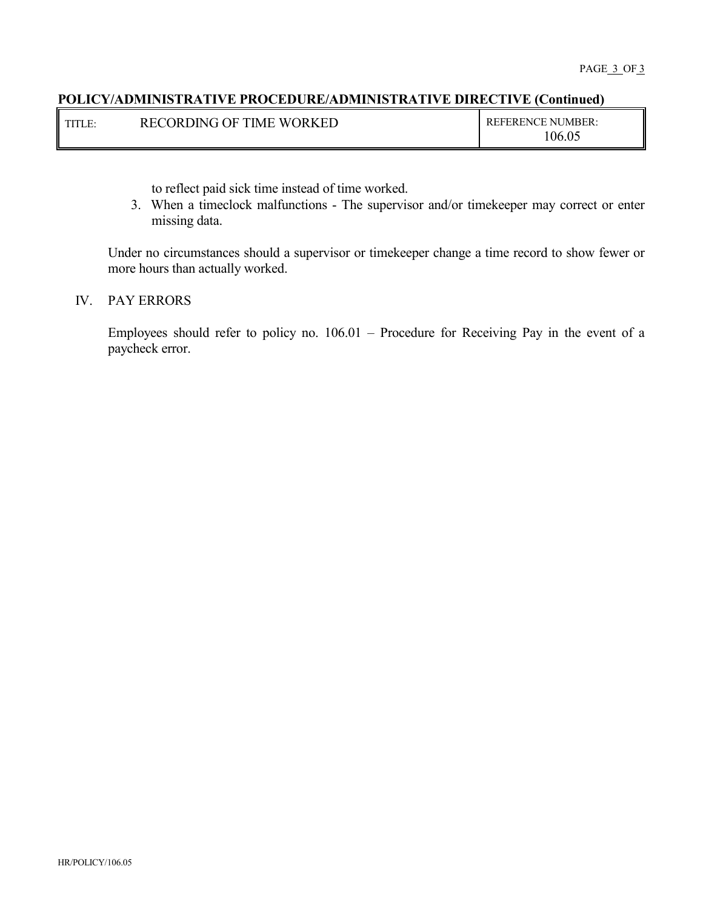to reflect paid sick time instead of time worked.

3. When a timeclock malfunctions - The supervisor and/or timekeeper may correct or enter missing data.

Under no circumstances should a supervisor or timekeeper change a time record to show fewer or more hours than actually worked.

## IV. PAY ERRORS

Employees should refer to policy no. 106.01 – Procedure for Receiving Pay in the event of a paycheck error.